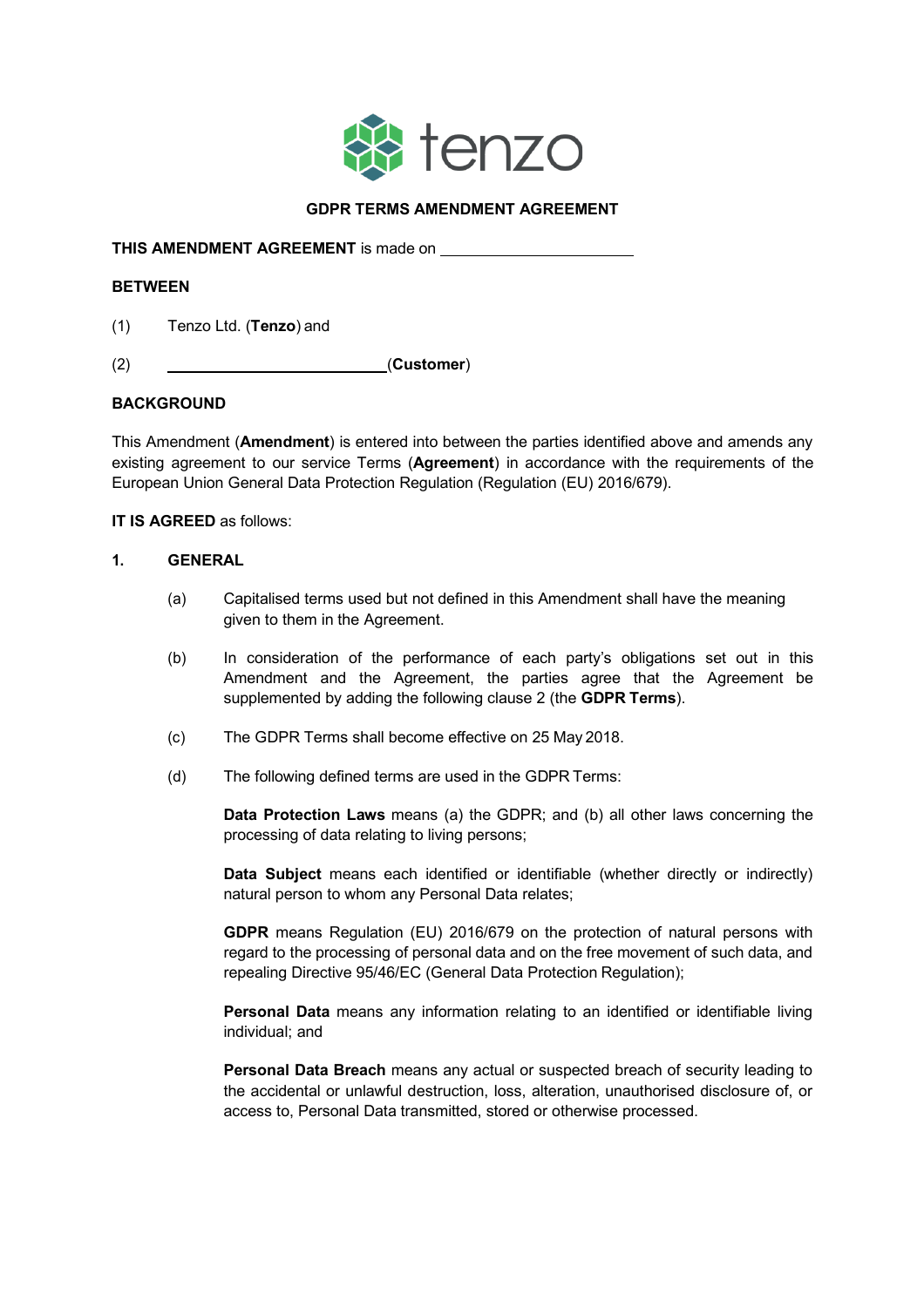# GDPR TERMS AMENDMENT AGREEMENT

**THIS AMENDMENT AGREEMENT** is made on ______________________

**BETWEEN**

(1) Tenzo Ltd. (**Tenzo**) and

(2) __________________________(**Customer**)

**BACKGROUND**

This Amendment (**Amendment**) is entered into between the parties identified above and amends any existing agreement to our service Terms (**Agreement**) in accordance with the requirements of the European Union General Data Protection Regulation (Regulation (EU) 2016/679).

**IT IS AGREED** as follows:

## 1. GENERAL

(a) Capitalised terms used but not defined in this Amendment shall have the meaning given to them in the Agreement.

(b) In consideration of the performance of each party's obligations set out in this Amendment and the Agreement, the parties agree that the Agreement be supplemented by adding the following clause 2 (the **GDPR Terms**).

(c) The GDPR Terms shall become effective on 25 May 2018.

(d) The following defined terms are used in the GDPR Terms:

**Data Protection Laws** means (a) the GDPR; and (b) all other laws concerning the processing of data relating to living persons;

**Data Subject** means each identified or identifiable (whether directly or indirectly) natural person to whom any Personal Data relates;

**GDPR** means Regulation (EU) 2016/679 on the protection of natural persons with regard to the processing of personal data and on the free movement of such data, and repealing Directive 95/46/EC (General Data Protection Regulation);

**Personal Data** means any information relating to an identified or identifiable living individual; and

**Personal Data Breach** means any actual or suspected breach of security leading to the accidental or unlawful destruction, loss, alteration, unauthorised disclosure of, or access to, Personal Data transmitted, stored or otherwise processed.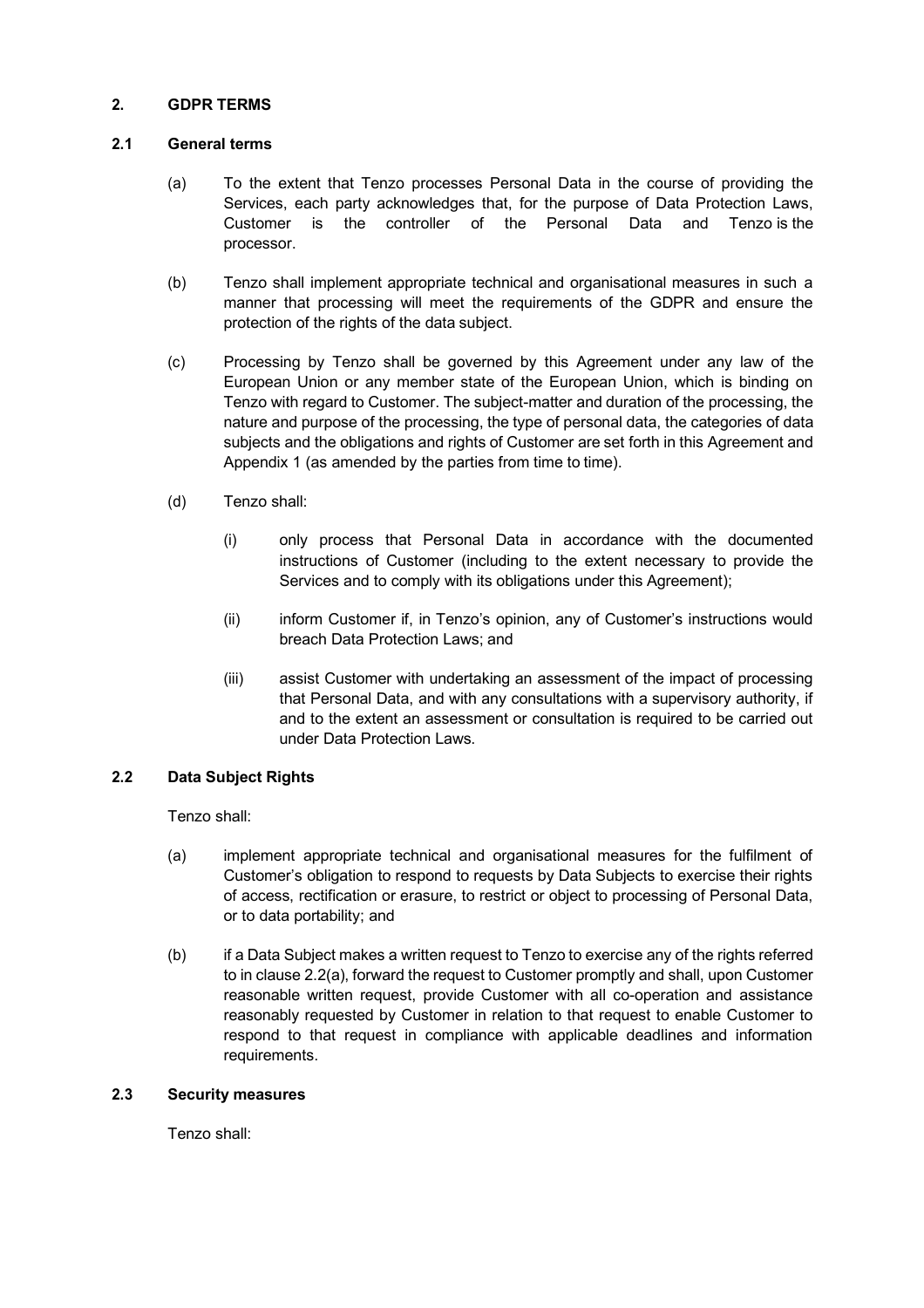## 2. GDPR TERMS

### 2.1 General terms

(a) To the extent that Tenzo processes Personal Data in the course of providing the Services, each party acknowledges that, for the purpose of Data Protection Laws, Customer is the controller of the Personal Data and Tenzo is the processor.

(b) Tenzo shall implement appropriate technical and organisational measures in such a manner that processing will meet the requirements of the GDPR and ensure the protection of the rights of the data subject.

(c) Processing by Tenzo shall be governed by this Agreement under any law of the European Union or any member state of the European Union, which is binding on Tenzo with regard to Customer. The subject-matter and duration of the processing, the nature and purpose of the processing, the type of personal data, the categories of data subjects and the obligations and rights of Customer are set forth in this Agreement and Appendix 1 (as amended by the parties from time to time).

(d) Tenzo shall:

(i) only process that Personal Data in accordance with the documented instructions of Customer (including to the extent necessary to provide the Services and to comply with its obligations under this Agreement);

(ii) inform Customer if, in Tenzo's opinion, any of Customer's instructions would breach Data Protection Laws; and

(iii) assist Customer with undertaking an assessment of the impact of processing that Personal Data, and with any consultations with a supervisory authority, if and to the extent an assessment or consultation is required to be carried out under Data Protection Laws.

### 2.2 Data Subject Rights

Tenzo shall:

(a) implement appropriate technical and organisational measures for the fulfilment of Customer's obligation to respond to requests by Data Subjects to exercise their rights of access, rectification or erasure, to restrict or object to processing of Personal Data, or to data portability; and

(b) if a Data Subject makes a written request to Tenzo to exercise any of the rights referred to in clause 2.2(a), forward the request to Customer promptly and shall, upon Customer reasonable written request, provide Customer with all co-operation and assistance reasonably requested by Customer in relation to that request to enable Customer to respond to that request in compliance with applicable deadlines and information requirements.

### 2.3 Security measures

Tenzo shall: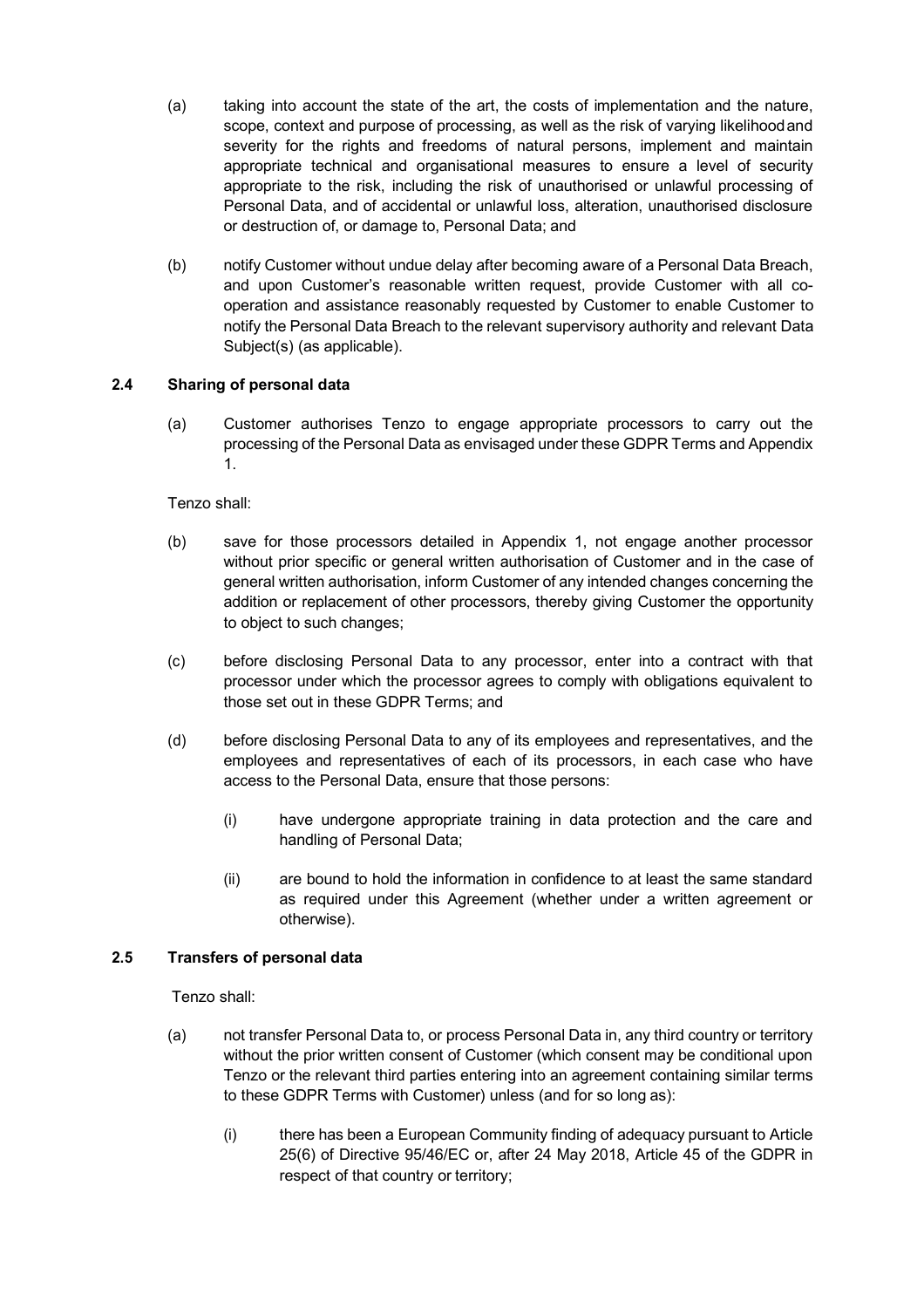(a) taking into account the state of the art, the costs of implementation and the nature, scope, context and purpose of processing, as well as the risk of varying likelihood and severity for the rights and freedoms of natural persons, implement and maintain appropriate technical and organisational measures to ensure a level of security appropriate to the risk, including the risk of unauthorised or unlawful processing of Personal Data, and of accidental or unlawful loss, alteration, unauthorised disclosure or destruction of, or damage to, Personal Data; and

(b) notify Customer without undue delay after becoming aware of a Personal Data Breach, and upon Customer's reasonable written request, provide Customer with all co-operation and assistance reasonably requested by Customer to enable Customer to notify the Personal Data Breach to the relevant supervisory authority and relevant Data Subject(s) (as applicable).

### 2.4 Sharing of personal data

(a) Customer authorises Tenzo to engage appropriate processors to carry out the processing of the Personal Data as envisaged under these GDPR Terms and Appendix 1.

Tenzo shall:

(b) save for those processors detailed in Appendix 1, not engage another processor without prior specific or general written authorisation of Customer and in the case of general written authorisation, inform Customer of any intended changes concerning the addition or replacement of other processors, thereby giving Customer the opportunity to object to such changes;

(c) before disclosing Personal Data to any processor, enter into a contract with that processor under which the processor agrees to comply with obligations equivalent to those set out in these GDPR Terms; and

(d) before disclosing Personal Data to any of its employees and representatives, and the employees and representatives of each of its processors, in each case who have access to the Personal Data, ensure that those persons:

  (i) have undergone appropriate training in data protection and the care and handling of Personal Data;

  (ii) are bound to hold the information in confidence to at least the same standard as required under this Agreement (whether under a written agreement or otherwise).

### 2.5 Transfers of personal data

Tenzo shall:

(a) not transfer Personal Data to, or process Personal Data in, any third country or territory without the prior written consent of Customer (which consent may be conditional upon Tenzo or the relevant third parties entering into an agreement containing similar terms to these GDPR Terms with Customer) unless (and for so long as):

  (i) there has been a European Community finding of adequacy pursuant to Article 25(6) of Directive 95/46/EC or, after 24 May 2018, Article 45 of the GDPR in respect of that country or territory;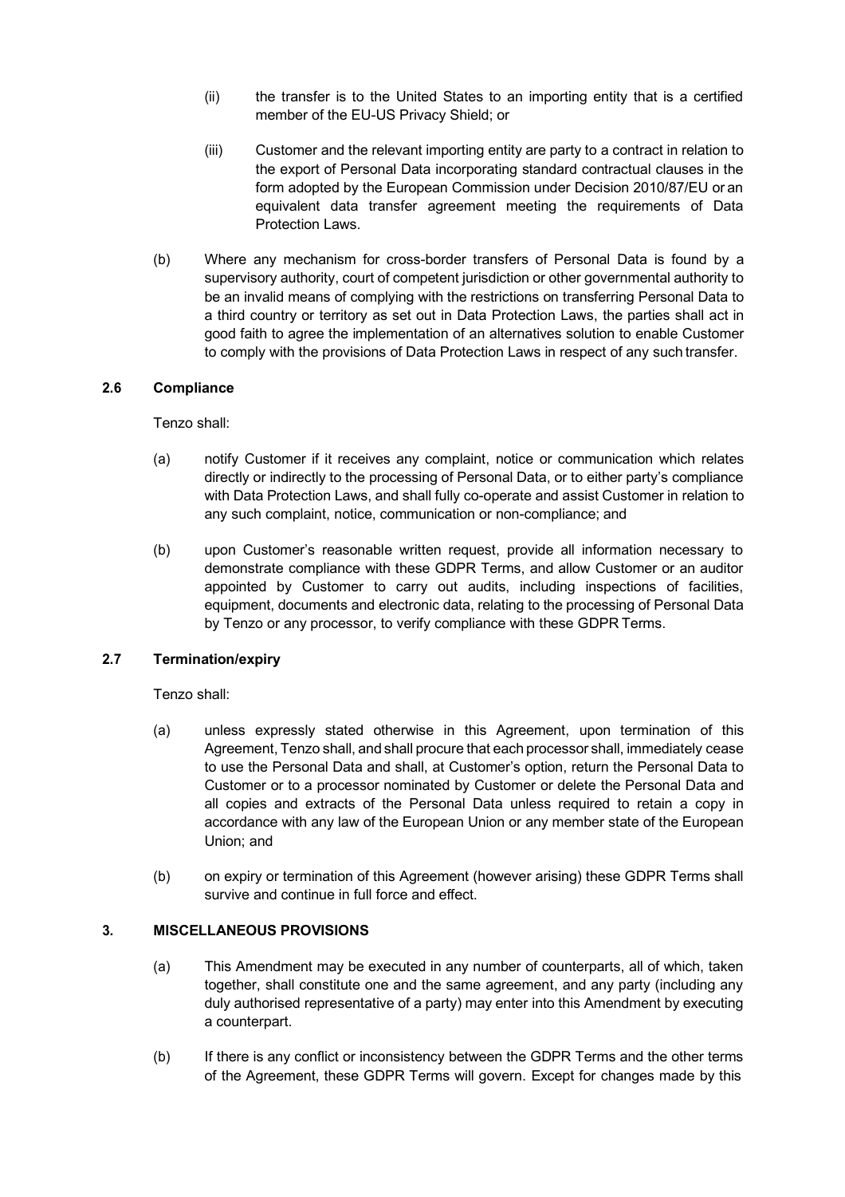(ii) the transfer is to the United States to an importing entity that is a certified member of the EU-US Privacy Shield; or

(iii) Customer and the relevant importing entity are party to a contract in relation to the export of Personal Data incorporating standard contractual clauses in the form adopted by the European Commission under Decision 2010/87/EU or an equivalent data transfer agreement meeting the requirements of Data Protection Laws.

(b) Where any mechanism for cross-border transfers of Personal Data is found by a supervisory authority, court of competent jurisdiction or other governmental authority to be an invalid means of complying with the restrictions on transferring Personal Data to a third country or territory as set out in Data Protection Laws, the parties shall act in good faith to agree the implementation of an alternatives solution to enable Customer to comply with the provisions of Data Protection Laws in respect of any such transfer.

**2.6 Compliance**

Tenzo shall:

(a) notify Customer if it receives any complaint, notice or communication which relates directly or indirectly to the processing of Personal Data, or to either party's compliance with Data Protection Laws, and shall fully co-operate and assist Customer in relation to any such complaint, notice, communication or non-compliance; and

(b) upon Customer's reasonable written request, provide all information necessary to demonstrate compliance with these GDPR Terms, and allow Customer or an auditor appointed by Customer to carry out audits, including inspections of facilities, equipment, documents and electronic data, relating to the processing of Personal Data by Tenzo or any processor, to verify compliance with these GDPR Terms.

**2.7 Termination/expiry**

Tenzo shall:

(a) unless expressly stated otherwise in this Agreement, upon termination of this Agreement, Tenzo shall, and shall procure that each processor shall, immediately cease to use the Personal Data and shall, at Customer's option, return the Personal Data to Customer or to a processor nominated by Customer or delete the Personal Data and all copies and extracts of the Personal Data unless required to retain a copy in accordance with any law of the European Union or any member state of the European Union; and

(b) on expiry or termination of this Agreement (however arising) these GDPR Terms shall survive and continue in full force and effect.

**3. MISCELLANEOUS PROVISIONS**

(a) This Amendment may be executed in any number of counterparts, all of which, taken together, shall constitute one and the same agreement, and any party (including any duly authorised representative of a party) may enter into this Amendment by executing a counterpart.

(b) If there is any conflict or inconsistency between the GDPR Terms and the other terms of the Agreement, these GDPR Terms will govern. Except for changes made by this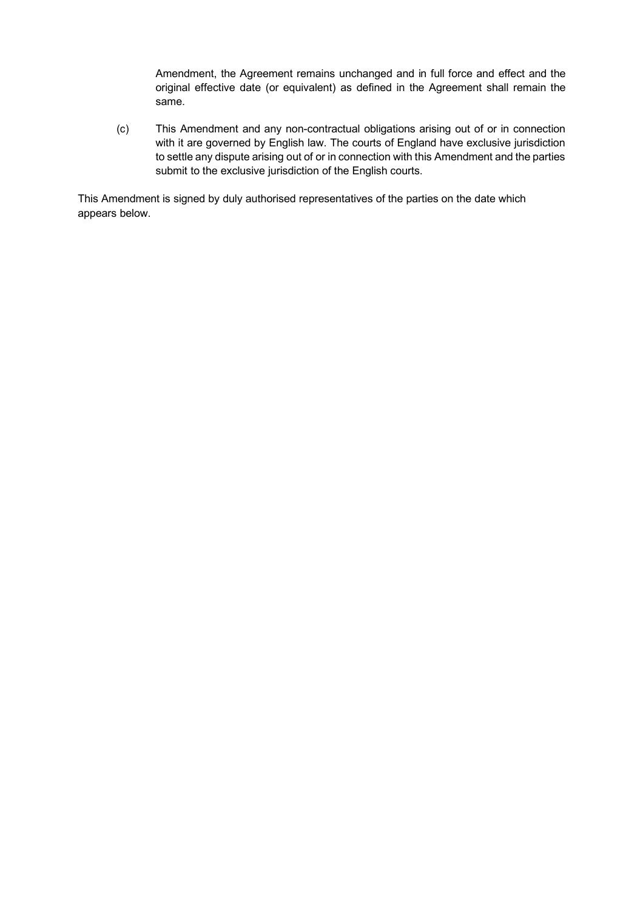Amendment, the Agreement remains unchanged and in full force and effect and the original effective date (or equivalent) as defined in the Agreement shall remain the same.

(c) This Amendment and any non-contractual obligations arising out of or in connection with it are governed by English law. The courts of England have exclusive jurisdiction to settle any dispute arising out of or in connection with this Amendment and the parties submit to the exclusive jurisdiction of the English courts.

This Amendment is signed by duly authorised representatives of the parties on the date which appears below.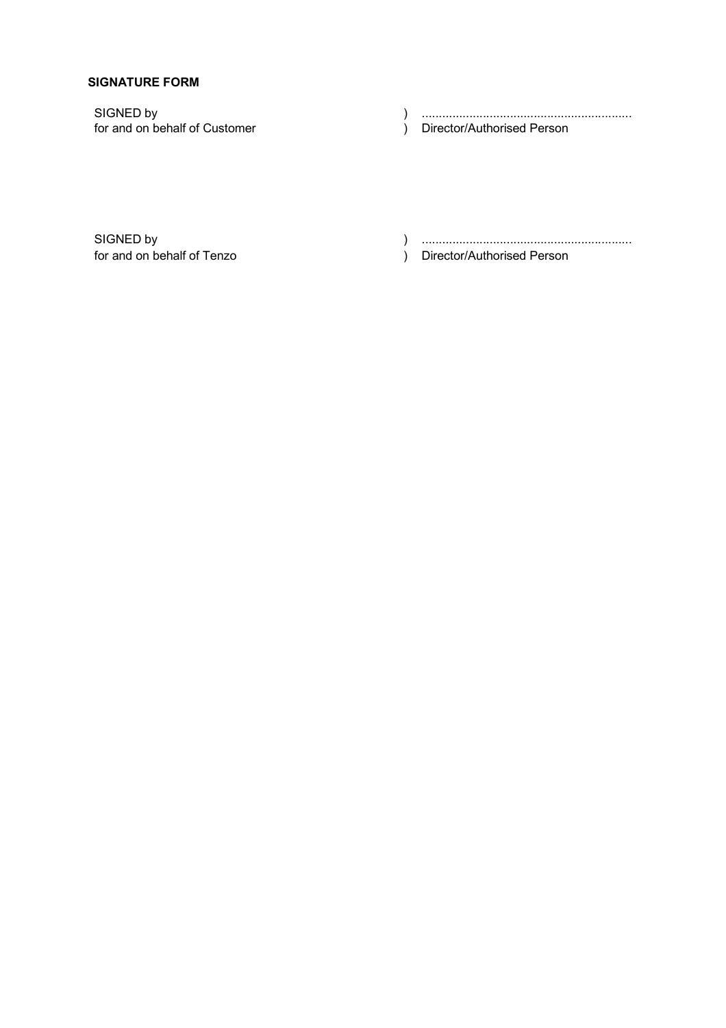**SIGNATURE FORM**

| | | |
|---|---|---|
| SIGNED by<br>for and on behalf of Customer | )<br>) | .............................................................<br>Director/Authorised Person |
| SIGNED by<br>for and on behalf of Tenzo | )<br>) | .............................................................<br>Director/Authorised Person |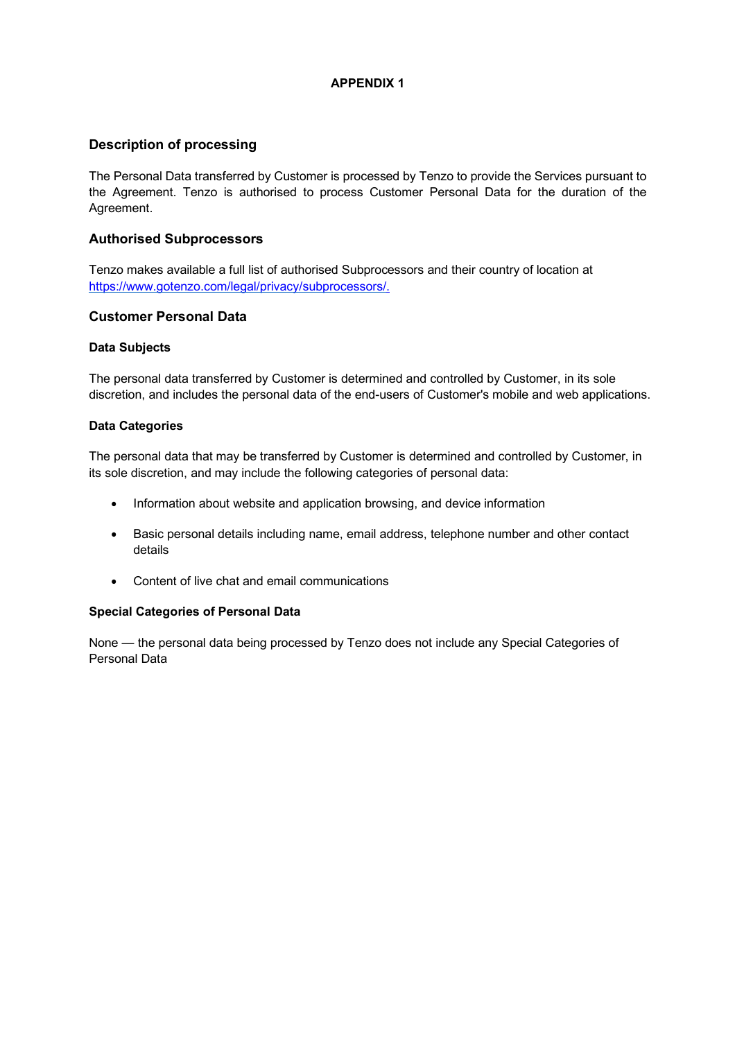# APPENDIX 1

## Description of processing

The Personal Data transferred by Customer is processed by Tenzo to provide the Services pursuant to the Agreement. Tenzo is authorised to process Customer Personal Data for the duration of the Agreement.

## Authorised Subprocessors

Tenzo makes available a full list of authorised Subprocessors and their country of location at [https://www.gotenzo.com/legal/privacy/subprocessors/.](https://www.gotenzo.com/legal/privacy/subprocessors/)

## Customer Personal Data

### Data Subjects

The personal data transferred by Customer is determined and controlled by Customer, in its sole discretion, and includes the personal data of the end-users of Customer's mobile and web applications.

### Data Categories

The personal data that may be transferred by Customer is determined and controlled by Customer, in its sole discretion, and may include the following categories of personal data:

- Information about website and application browsing, and device information
- Basic personal details including name, email address, telephone number and other contact details
- Content of live chat and email communications

### Special Categories of Personal Data

None — the personal data being processed by Tenzo does not include any Special Categories of Personal Data